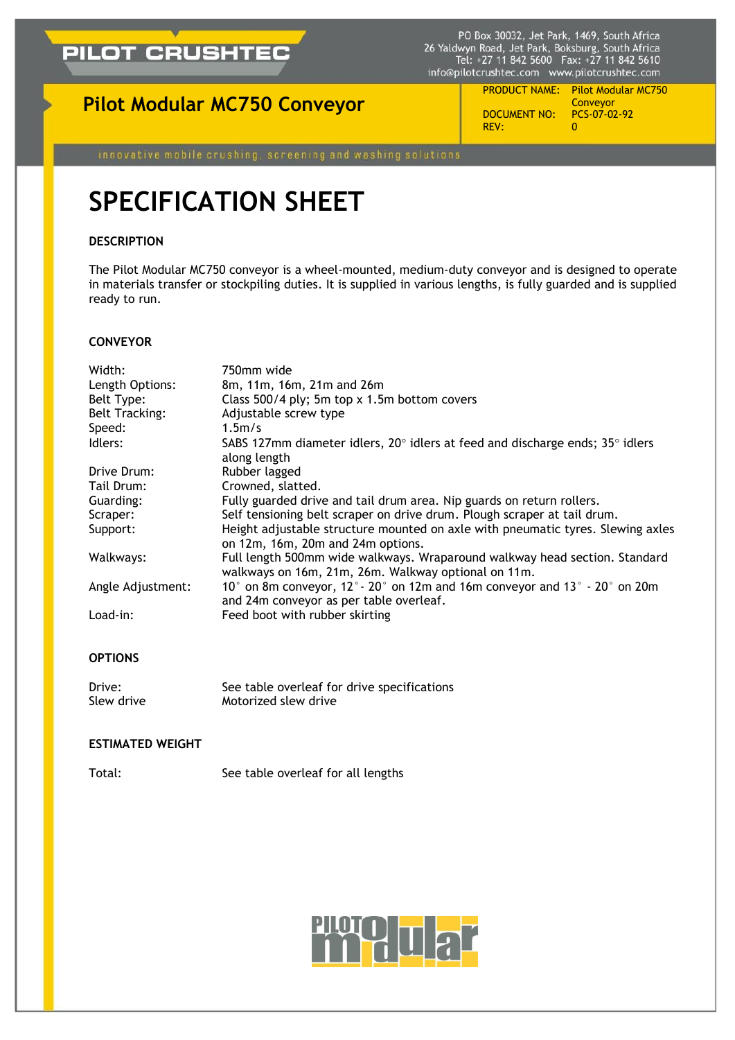PO Box 30032, Jet Park, 1469, South Africa
26 Yaldwyn Road, Jet Park, Boksburg, South Africa
Tel: +27 11 842 5600 Fax: +27 11 842 5610
info@pilotcrushtec.com www.pilotcrushtec.com

## Pilot Modular MC750 Conveyor

| | |
|---|---|
| PRODUCT NAME: | Pilot Modular MC750 Conveyor |
| DOCUMENT NO: | PCS-07-02-92 |
| REV: | 0 |

innovative mobile crushing, screening and washing solutions

# SPECIFICATION SHEET

### DESCRIPTION

The Pilot Modular MC750 conveyor is a wheel-mounted, medium-duty conveyor and is designed to operate in materials transfer or stockpiling duties. It is supplied in various lengths, is fully guarded and is supplied ready to run.

### CONVEYOR

| | |
|---|---|
| Width: | 750mm wide |
| Length Options: | 8m, 11m, 16m, 21m and 26m |
| Belt Type: | Class 500/4 ply; 5m top x 1.5m bottom covers |
| Belt Tracking: | Adjustable screw type |
| Speed: | 1.5m/s |
| Idlers: | SABS 127mm diameter idlers, 20° idlers at feed and discharge ends; 35° idlers along length |
| Drive Drum: | Rubber lagged |
| Tail Drum: | Crowned, slatted. |
| Guarding: | Fully guarded drive and tail drum area. Nip guards on return rollers. |
| Scraper: | Self tensioning belt scraper on drive drum. Plough scraper at tail drum. |
| Support: | Height adjustable structure mounted on axle with pneumatic tyres. Slewing axles on 12m, 16m, 20m and 24m options. |
| Walkways: | Full length 500mm wide walkways. Wraparound walkway head section. Standard walkways on 16m, 21m, 26m. Walkway optional on 11m. |
| Angle Adjustment: | 10° on 8m conveyor, 12° - 20° on 12m and 16m conveyor and 13° - 20° on 20m and 24m conveyor as per table overleaf. |
| Load-in: | Feed boot with rubber skirting |

### OPTIONS

| | |
|---|---|
| Drive: | See table overleaf for drive specifications |
| Slew drive | Motorized slew drive |

### ESTIMATED WEIGHT

| | |
|---|---|
| Total: | See table overleaf for all lengths |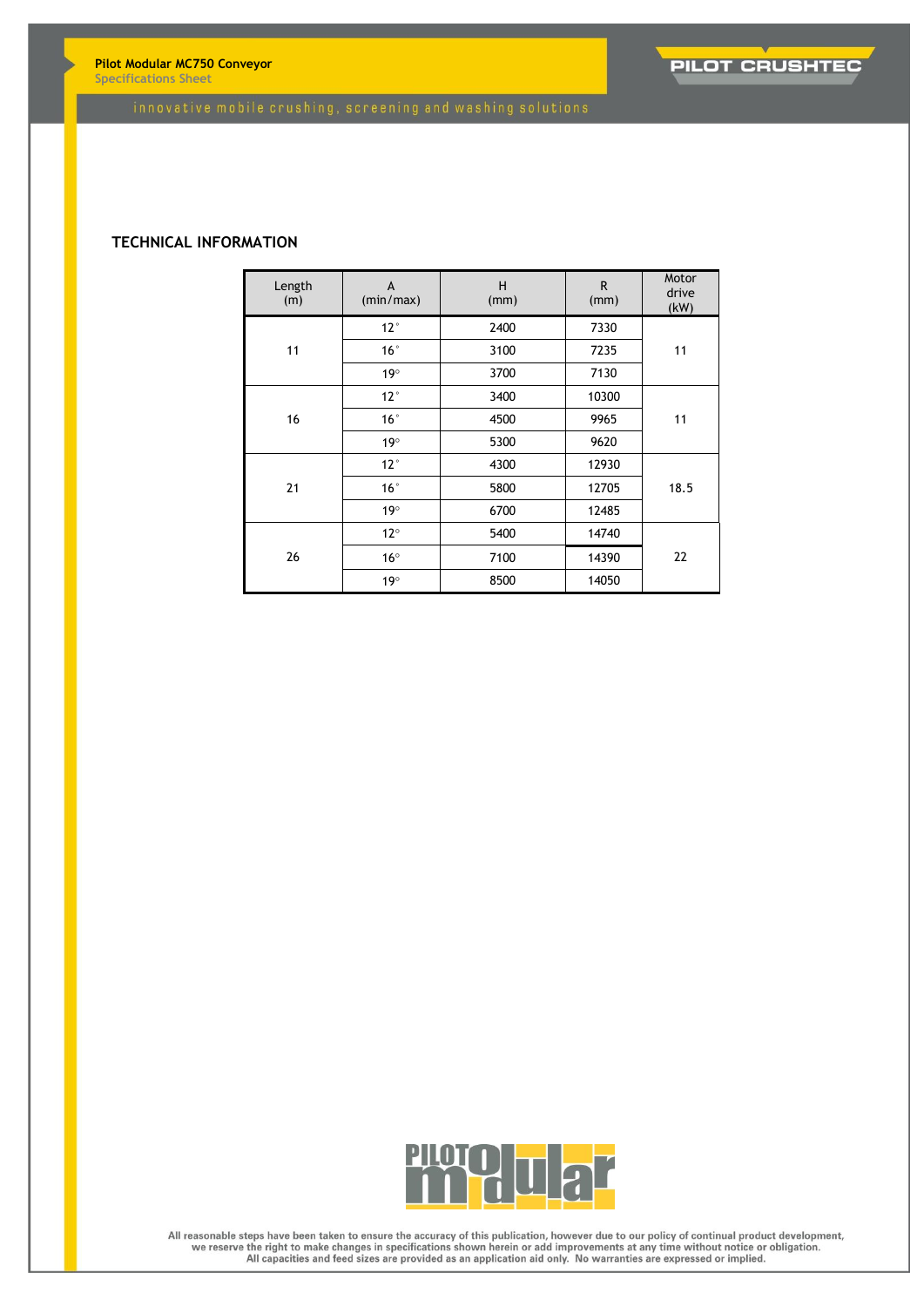## TECHNICAL INFORMATION

| Length (m) | A (min/max) | H (mm) | R (mm) | Motor drive (kW) |
|---|---|---|---|---|
| 11 | 12° | 2400 | 7330 | 11 |
| | 16° | 3100 | 7235 | |
| | 19° | 3700 | 7130 | |
| 16 | 12° | 3400 | 10300 | 11 |
| | 16° | 4500 | 9965 | |
| | 19° | 5300 | 9620 | |
| 21 | 12° | 4300 | 12930 | 18.5 |
| | 16° | 5800 | 12705 | |
| | 19° | 6700 | 12485 | |
| 26 | 12° | 5400 | 14740 | 22 |
| | 16° | 7100 | 14390 | |
| | 19° | 8500 | 14050 | |

All reasonable steps have been taken to ensure the accuracy of this publication, however due to our policy of continual product development, we reserve the right to make changes in specifications shown herein or add improvements at any time without notice or obligation. All capacities and feed sizes are provided as an application aid only. No warranties are expressed or implied.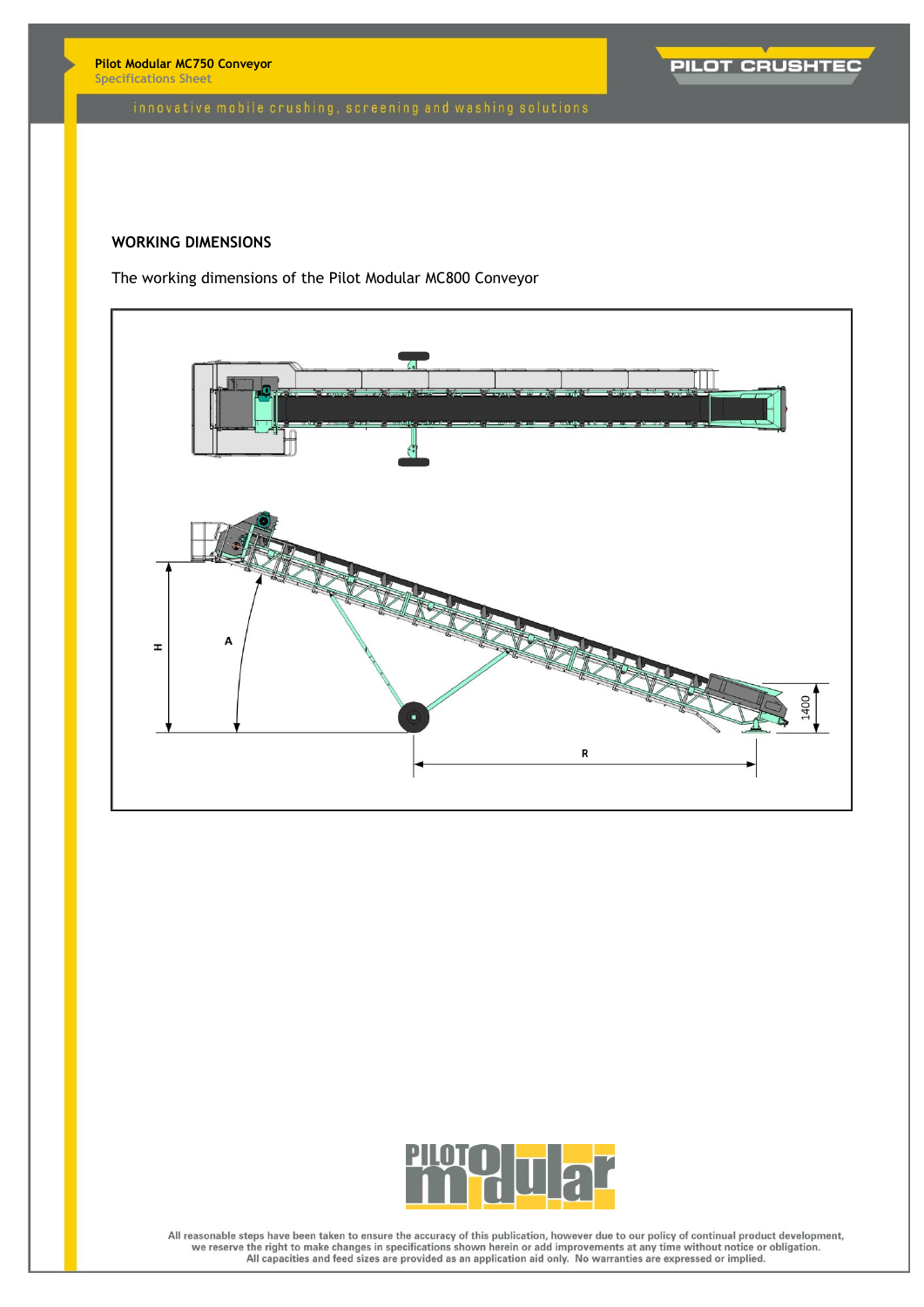## WORKING DIMENSIONS

The working dimensions of the Pilot Modular MC800 Conveyor

H

A

1400

R

All reasonable steps have been taken to ensure the accuracy of this publication, however due to our policy of continual product development, we reserve the right to make changes in specifications shown herein or add improvements at any time without notice or obligation. All capacities and feed sizes are provided as an application aid only. No warranties are expressed or implied.